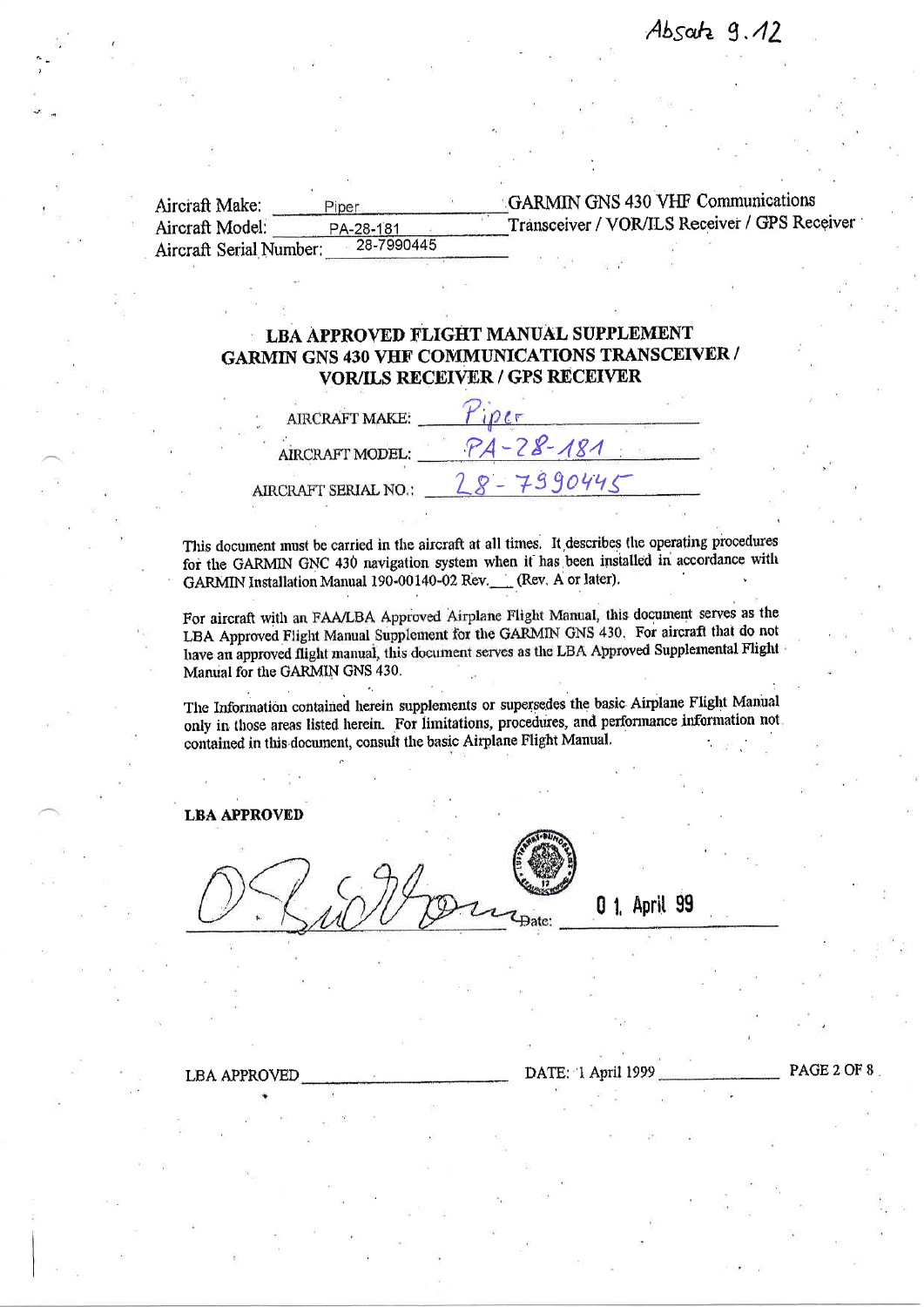Absatz 9.12

Aircraft Make: Piper
Aircraft Model: PA-28-181
Aircraft Serial Number: 28-7990445

GARMIN GNS 430 VHF Communications Transceiver / VOR/ILS Receiver / GPS Receiver

# LBA APPROVED FLIGHT MANUAL SUPPLEMENT GARMIN GNS 430 VHF COMMUNICATIONS TRANSCEIVER / VOR/ILS RECEIVER / GPS RECEIVER

AIRCRAFT MAKE: Piper

AIRCRAFT MODEL: PA-28-181

AIRCRAFT SERIAL NO.: 28-7990445

This document must be carried in the aircraft at all times. It describes the operating procedures for the GARMIN GNC 430 navigation system when it has been installed in accordance with GARMIN Installation Manual 190-00140-02 Rev.___ (Rev. A or later).

For aircraft with an FAA/LBA Approved Airplane Flight Manual, this document serves as the LBA Approved Flight Manual Supplement for the GARMIN GNS 430. For aircraft that do not have an approved flight manual, this document serves as the LBA Approved Supplemental Flight Manual for the GARMIN GNS 430.

The Information contained herein supplements or supersedes the basic Airplane Flight Manual only in those areas listed herein. For limitations, procedures, and performance information not contained in this document, consult the basic Airplane Flight Manual.

**LBA APPROVED**

Date: 01. April 99

LBA APPROVED DATE: 1 April 1999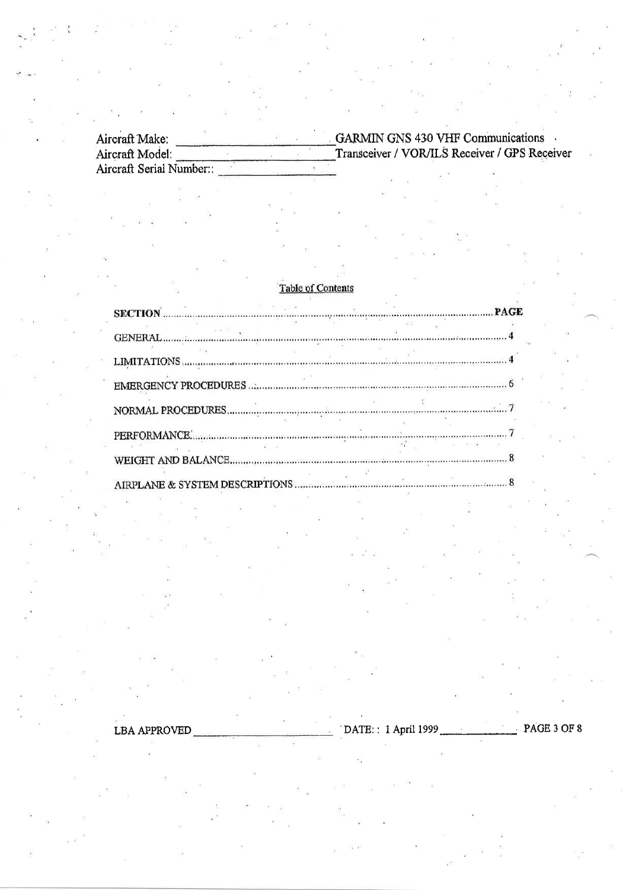Aircraft Make: ______________________ GARMIN GNS 430 VHF Communications
Aircraft Model: ______________________ Transceiver / VOR/ILS Receiver / GPS Receiver
Aircraft Serial Number:: ______________

## Table of Contents

| SECTION | PAGE |
|---|---|
| GENERAL | 4 |
| LIMITATIONS | 4 |
| EMERGENCY PROCEDURES | 6 |
| NORMAL PROCEDURES | 7 |
| PERFORMANCE | 7 |
| WEIGHT AND BALANCE | 8 |
| AIRPLANE & SYSTEM DESCRIPTIONS | 8 |

LBA APPROVED ______________________ DATE: : 1 April 1999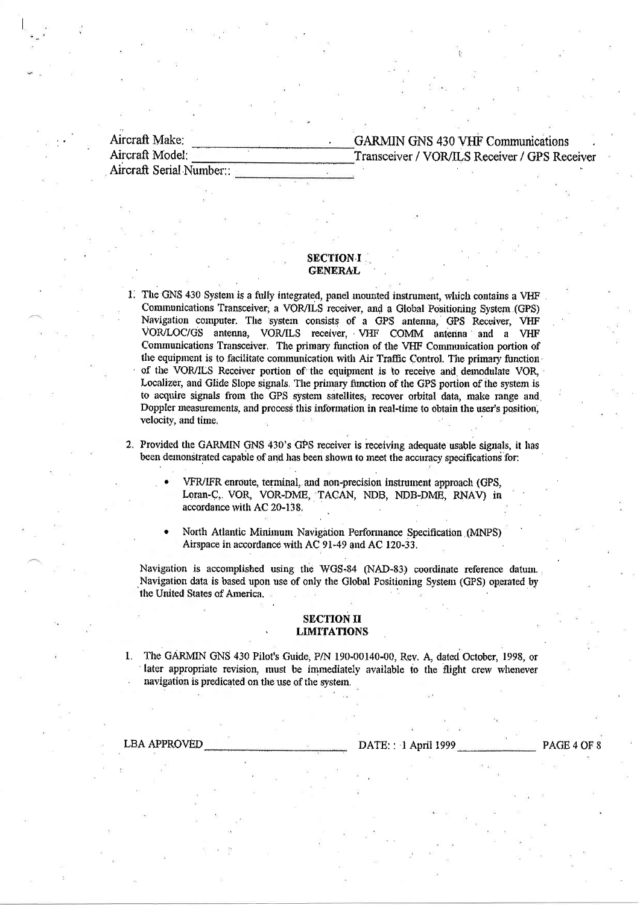Aircraft Make: \_\_\_\_\_\_\_\_\_\_\_\_\_\_\_\_\_\_\_\_ GARMIN GNS 430 VHF Communications
Aircraft Model: \_\_\_\_\_\_\_\_\_\_\_\_\_\_\_\_\_\_\_\_ Transceiver / VOR/ILS Receiver / GPS Receiver
Aircraft Serial Number:: \_\_\_\_\_\_\_\_\_\_\_\_\_\_\_\_\_\_\_\_

## SECTION I
## GENERAL

1. The GNS 430 System is a fully integrated, panel mounted instrument, which contains a VHF Communications Transceiver, a VOR/ILS receiver, and a Global Positioning System (GPS) Navigation computer. The system consists of a GPS antenna, GPS Receiver, VHF VOR/LOC/GS antenna, VOR/ILS receiver, VHF COMM antenna and a VHF Communications Transceiver. The primary function of the VHF Communication portion of the equipment is to facilitate communication with Air Traffic Control. The primary function of the VOR/ILS Receiver portion of the equipment is to receive and demodulate VOR, Localizer, and Glide Slope signals. The primary function of the GPS portion of the system is to acquire signals from the GPS system satellites, recover orbital data, make range and Doppler measurements, and process this information in real-time to obtain the user's position, velocity, and time.

2. Provided the GARMIN GNS 430's GPS receiver is receiving adequate usable signals, it has been demonstrated capable of and has been shown to meet the accuracy specifications for:

   - VFR/IFR enroute, terminal, and non-precision instrument approach (GPS, Loran-C, VOR, VOR-DME, TACAN, NDB, NDB-DME, RNAV) in accordance with AC 20-138.
   - North Atlantic Minimum Navigation Performance Specification (MNPS) Airspace in accordance with AC 91-49 and AC 120-33.

   Navigation is accomplished using the WGS-84 (NAD-83) coordinate reference datum. Navigation data is based upon use of only the Global Positioning System (GPS) operated by the United States of America.

## SECTION II
## LIMITATIONS

1. The GARMIN GNS 430 Pilot's Guide, P/N 190-00140-00, Rev. A, dated October, 1998, or later appropriate revision, must be immediately available to the flight crew whenever navigation is predicated on the use of the system.

LBA APPROVED \_\_\_\_\_\_\_\_\_\_\_\_\_\_\_\_\_\_\_\_ DATE: : 1 April 1999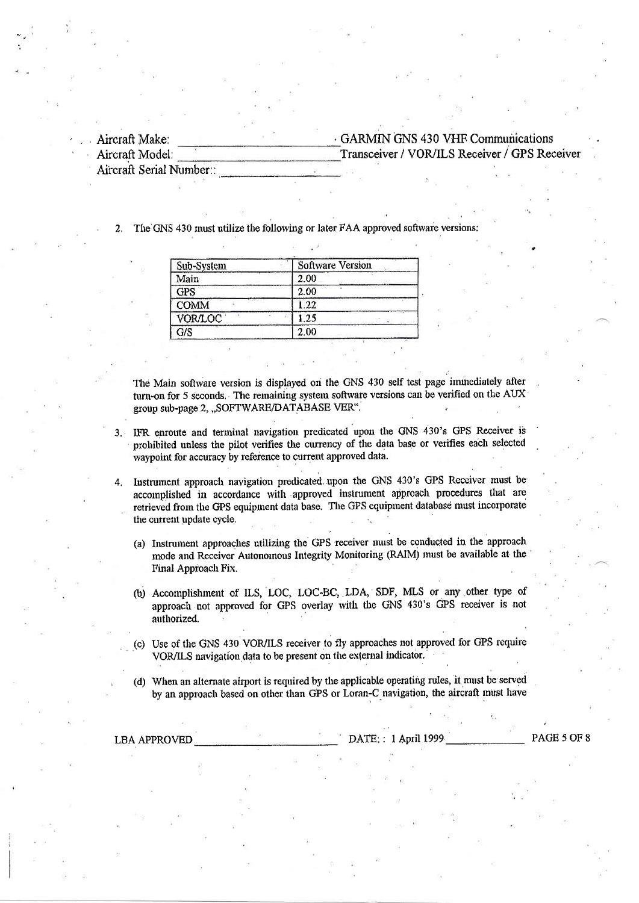Aircraft Make: \_\_\_\_\_\_\_\_\_\_\_\_\_\_\_\_\_\_\_\_ GARMIN GNS 430 VHF Communications
Aircraft Model: \_\_\_\_\_\_\_\_\_\_\_\_\_\_\_\_\_\_\_\_ Transceiver / VOR/ILS Receiver / GPS Receiver
Aircraft Serial Number: \_\_\_\_\_\_\_\_\_\_\_\_\_\_\_\_\_\_\_\_

2. The GNS 430 must utilize the following or later FAA approved software versions:

| Sub-System | Software Version |
|---|---|
| Main | 2.00 |
| GPS | 2.00 |
| COMM | 1.22 |
| VOR/LOC | 1.25 |
| G/S | 2.00 |

The Main software version is displayed on the GNS 430 self test page immediately after turn-on for 5 seconds. The remaining system software versions can be verified on the AUX group sub-page 2, „SOFTWARE/DATABASE VER".

3. IFR enroute and terminal navigation predicated upon the GNS 430's GPS Receiver is prohibited unless the pilot verifies the currency of the data base or verifies each selected waypoint for accuracy by reference to current approved data.

4. Instrument approach navigation predicated upon the GNS 430's GPS Receiver must be accomplished in accordance with approved instrument approach procedures that are retrieved from the GPS equipment data base. The GPS equipment database must incorporate the current update cycle.

   (a) Instrument approaches utilizing the GPS receiver must be conducted in the approach mode and Receiver Autonomous Integrity Monitoring (RAIM) must be available at the Final Approach Fix.

   (b) Accomplishment of ILS, LOC, LOC-BC, LDA, SDF, MLS or any other type of approach not approved for GPS overlay with the GNS 430's GPS receiver is not authorized.

   (c) Use of the GNS 430 VOR/ILS receiver to fly approaches not approved for GPS require VOR/ILS navigation data to be present on the external indicator.

   (d) When an alternate airport is required by the applicable operating rules, it must be served by an approach based on other than GPS or Loran-C navigation, the aircraft must have

LBA APPROVED \_\_\_\_\_\_\_\_\_\_\_\_\_\_\_\_\_\_\_\_ DATE: 1 April 1999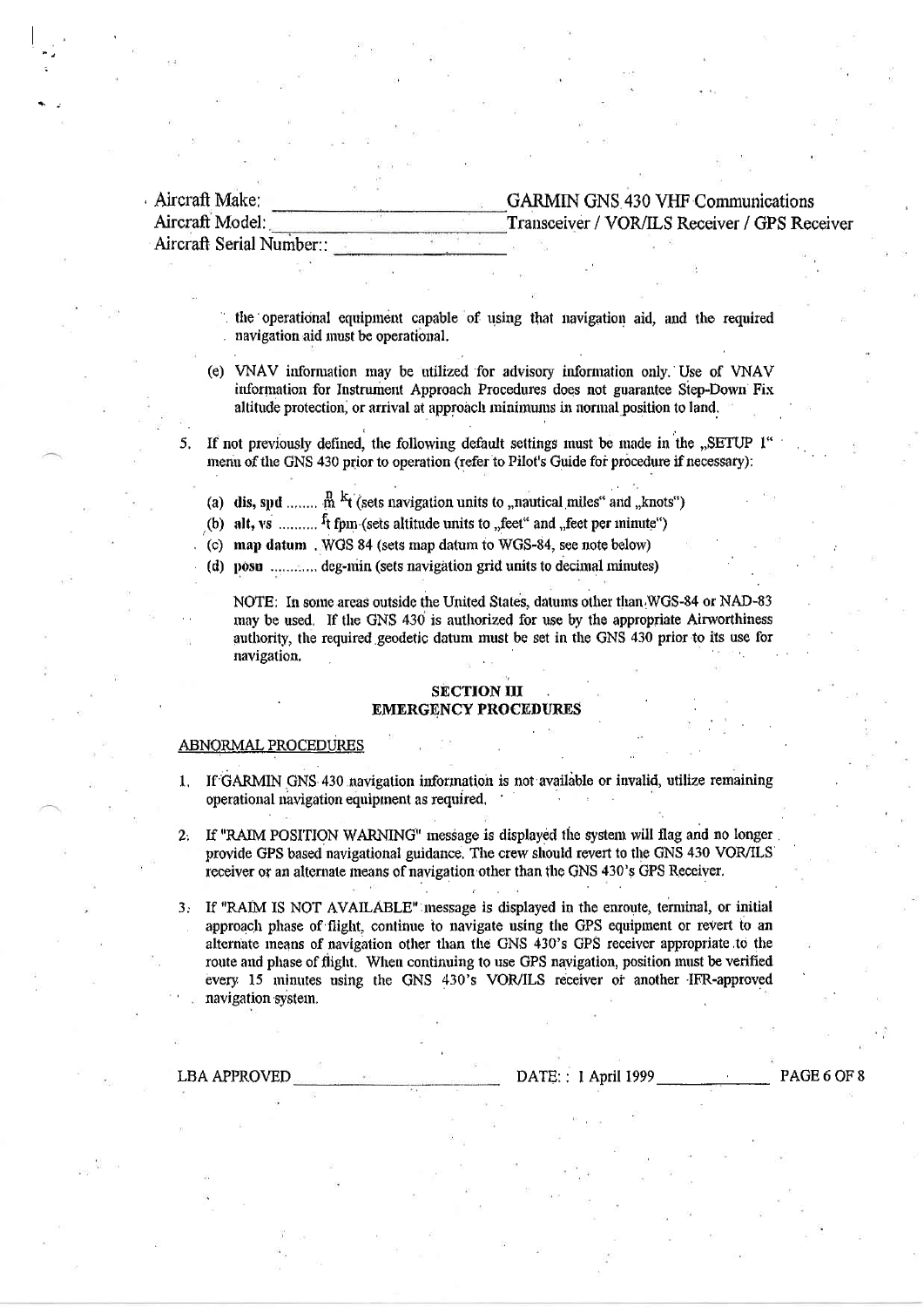the operational equipment capable of using that navigation aid, and the required navigation aid must be operational.

(e) VNAV information may be utilized for advisory information only. Use of VNAV information for Instrument Approach Procedures does not guarantee Step-Down Fix altitude protection, or arrival at approach minimums in normal position to land.

5. If not previously defined, the following default settings must be made in the „SETUP 1" menu of the GNS 430 prior to operation (refer to Pilot's Guide for procedure if necessary):

   (a) **dis, spd** ........ $^{n}_{m}$ $^{k}t$ (sets navigation units to „nautical miles" and „knots")

   (b) **alt, vs** .......... $^{f}t$ fpm (sets altitude units to „feet" and „feet per minute")

   (c) **map datum** . WGS 84 (sets map datum to WGS-84, see note below)

   (d) **posn** ............ deg-min (sets navigation grid units to decimal minutes)

   NOTE: In some areas outside the United States, datums other than WGS-84 or NAD-83 may be used. If the GNS 430 is authorized for use by the appropriate Airworthiness authority, the required geodetic datum must be set in the GNS 430 prior to its use for navigation.

## SECTION III
## EMERGENCY PROCEDURES

ABNORMAL PROCEDURES

1. If GARMIN GNS 430 navigation information is not available or invalid, utilize remaining operational navigation equipment as required.

2. If "RAIM POSITION WARNING" message is displayed the system will flag and no longer provide GPS based navigational guidance. The crew should revert to the GNS 430 VOR/ILS receiver or an alternate means of navigation other than the GNS 430's GPS Receiver.

3. If "RAIM IS NOT AVAILABLE" message is displayed in the enroute, terminal, or initial approach phase of flight, continue to navigate using the GPS equipment or revert to an alternate means of navigation other than the GNS 430's GPS receiver appropriate to the route and phase of flight. When continuing to use GPS navigation, position must be verified every 15 minutes using the GNS 430's VOR/ILS receiver or another IFR-approved navigation system.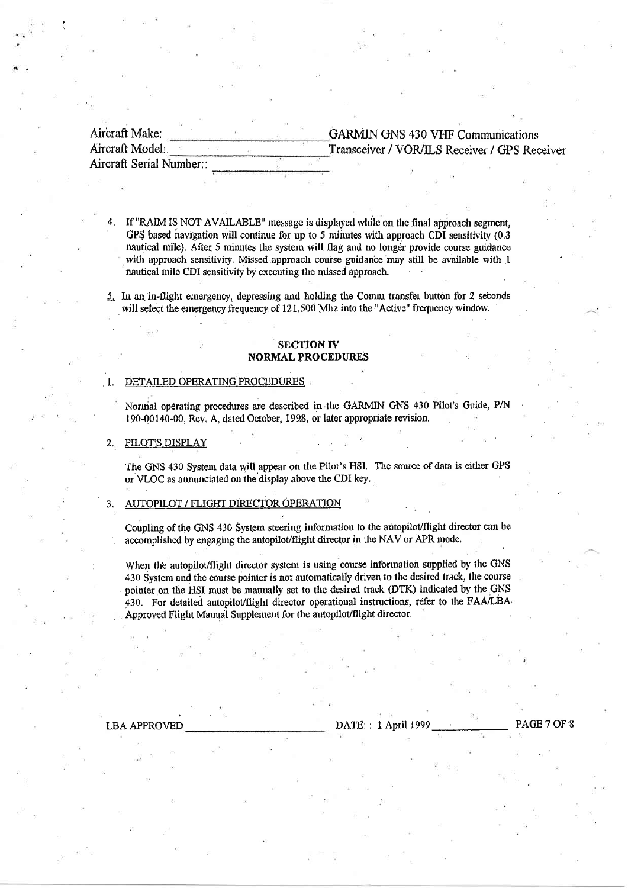Aircraft Make: \_\_\_\_\_\_\_\_\_\_\_\_\_\_\_\_ GARMIN GNS 430 VHF Communications
Aircraft Model: \_\_\_\_\_\_\_\_\_\_\_\_\_\_\_\_ Transceiver / VOR/ILS Receiver / GPS Receiver
Aircraft Serial Number: \_\_\_\_\_\_\_\_\_\_\_\_\_\_\_\_

4. If "RAIM IS NOT AVAILABLE" message is displayed while on the final approach segment, GPS based navigation will continue for up to 5 minutes with approach CDI sensitivity (0.3 nautical mile). After 5 minutes the system will flag and no longer provide course guidance with approach sensitivity. Missed approach course guidance may still be available with 1 nautical mile CDI sensitivity by executing the missed approach.

5. In an in-flight emergency, depressing and holding the Comm transfer button for 2 seconds will select the emergency frequency of 121.500 Mhz into the "Active" frequency window.

## SECTION IV
## NORMAL PROCEDURES

1. DETAILED OPERATING PROCEDURES

   Normal operating procedures are described in the GARMIN GNS 430 Pilot's Guide, P/N 190-00140-00, Rev. A, dated October, 1998, or later appropriate revision.

2. PILOT'S DISPLAY

   The GNS 430 System data will appear on the Pilot's HSI. The source of data is either GPS or VLOC as annunciated on the display above the CDI key.

3. AUTOPILOT / FLIGHT DIRECTOR OPERATION

   Coupling of the GNS 430 System steering information to the autopilot/flight director can be accomplished by engaging the autopilot/flight director in the NAV or APR mode.

   When the autopilot/flight director system is using course information supplied by the GNS 430 System and the course pointer is not automatically driven to the desired track, the course pointer on the HSI must be manually set to the desired track (DTK) indicated by the GNS 430. For detailed autopilot/flight director operational instructions, refer to the FAA/LBA Approved Flight Manual Supplement for the autopilot/flight director.

LBA APPROVED \_\_\_\_\_\_\_\_\_\_\_\_\_\_\_\_ DATE: : 1 April 1999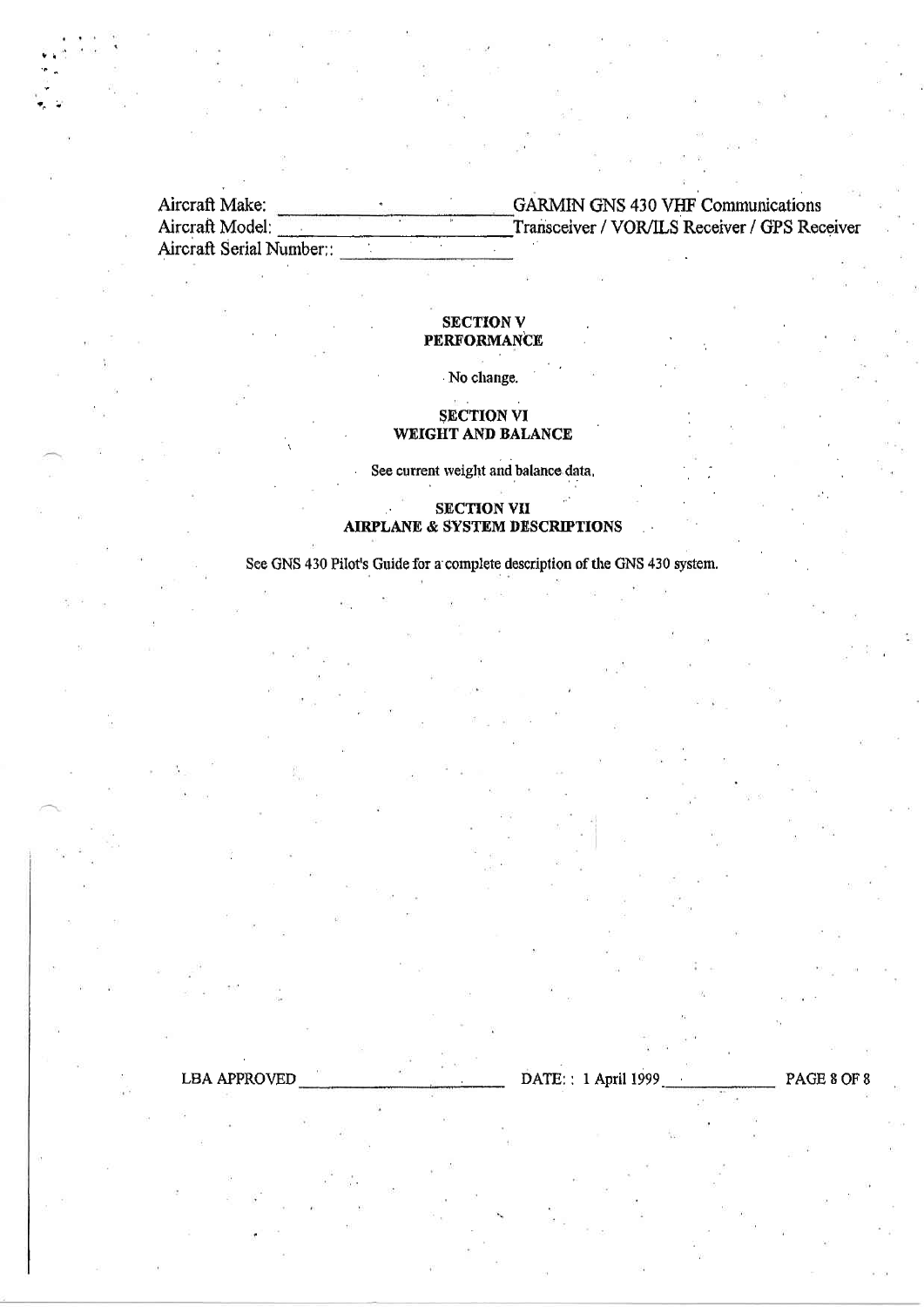Aircraft Make: ______________________ GARMIN GNS 430 VHF Communications
Aircraft Model: ______________________ Transceiver / VOR/ILS Receiver / GPS Receiver
Aircraft Serial Number:: ______________

## SECTION V
## PERFORMANCE

No change.

## SECTION VI
## WEIGHT AND BALANCE

See current weight and balance data.

## SECTION VII
## AIRPLANE & SYSTEM DESCRIPTIONS

See GNS 430 Pilot's Guide for a complete description of the GNS 430 system.

LBA APPROVED ______________________ DATE: : 1 April 1999